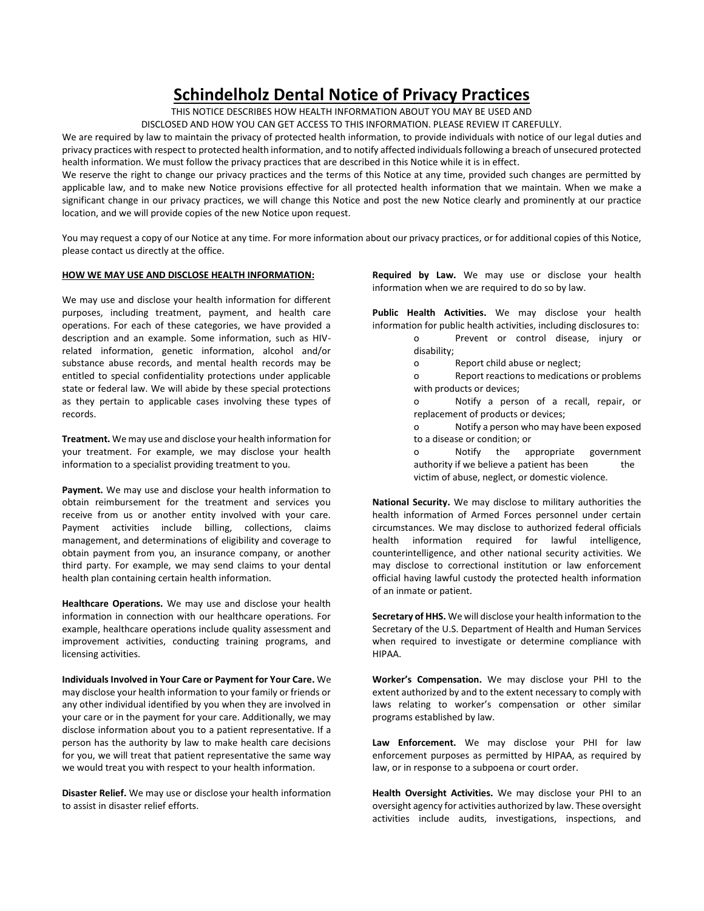# Schindelholz Dental Notice of Privacy Practices

THIS NOTICE DESCRIBES HOW HEALTH INFORMATION ABOUT YOU MAY BE USED AND DISCLOSED AND HOW YOU CAN GET ACCESS TO THIS INFORMATION. PLEASE REVIEW IT CAREFULLY.

We are required by law to maintain the privacy of protected health information, to provide individuals with notice of our legal duties and privacy practices with respect to protected health information, and to notify affected individuals following a breach of unsecured protected health information. We must follow the privacy practices that are described in this Notice while it is in effect.

We reserve the right to change our privacy practices and the terms of this Notice at any time, provided such changes are permitted by applicable law, and to make new Notice provisions effective for all protected health information that we maintain. When we make a significant change in our privacy practices, we will change this Notice and post the new Notice clearly and prominently at our practice location, and we will provide copies of the new Notice upon request.

You may request a copy of our Notice at any time. For more information about our privacy practices, or for additional copies of this Notice, please contact us directly at the office.

**HOW WE MAY USE AND DISCLOSE HEALTH INFORMATION:**

We may use and disclose your health information for different purposes, including treatment, payment, and health care operations. For each of these categories, we have provided a description and an example. Some information, such as HIV-related information, genetic information, alcohol and/or substance abuse records, and mental health records may be entitled to special confidentiality protections under applicable state or federal law. We will abide by these special protections as they pertain to applicable cases involving these types of records.

**Treatment.** We may use and disclose your health information for your treatment. For example, we may disclose your health information to a specialist providing treatment to you.

**Payment.** We may use and disclose your health information to obtain reimbursement for the treatment and services you receive from us or another entity involved with your care. Payment activities include billing, collections, claims management, and determinations of eligibility and coverage to obtain payment from you, an insurance company, or another third party. For example, we may send claims to your dental health plan containing certain health information.

**Healthcare Operations.** We may use and disclose your health information in connection with our healthcare operations. For example, healthcare operations include quality assessment and improvement activities, conducting training programs, and licensing activities.

**Individuals Involved in Your Care or Payment for Your Care.** We may disclose your health information to your family or friends or any other individual identified by you when they are involved in your care or in the payment for your care. Additionally, we may disclose information about you to a patient representative. If a person has the authority by law to make health care decisions for you, we will treat that patient representative the same way we would treat you with respect to your health information.

**Disaster Relief.** We may use or disclose your health information to assist in disaster relief efforts.

**Required by Law.** We may use or disclose your health information when we are required to do so by law.

**Public Health Activities.** We may disclose your health information for public health activities, including disclosures to:

- Prevent or control disease, injury or disability;
- Report child abuse or neglect;
- Report reactions to medications or problems with products or devices;
- Notify a person of a recall, repair, or replacement of products or devices;
- Notify a person who may have been exposed to a disease or condition; or
- Notify the appropriate government authority if we believe a patient has been the victim of abuse, neglect, or domestic violence.

**National Security.** We may disclose to military authorities the health information of Armed Forces personnel under certain circumstances. We may disclose to authorized federal officials health information required for lawful intelligence, counterintelligence, and other national security activities. We may disclose to correctional institution or law enforcement official having lawful custody the protected health information of an inmate or patient.

**Secretary of HHS.** We will disclose your health information to the Secretary of the U.S. Department of Health and Human Services when required to investigate or determine compliance with HIPAA.

**Worker's Compensation.** We may disclose your PHI to the extent authorized by and to the extent necessary to comply with laws relating to worker's compensation or other similar programs established by law.

**Law Enforcement.** We may disclose your PHI for law enforcement purposes as permitted by HIPAA, as required by law, or in response to a subpoena or court order.

**Health Oversight Activities.** We may disclose your PHI to an oversight agency for activities authorized by law. These oversight activities include audits, investigations, inspections, and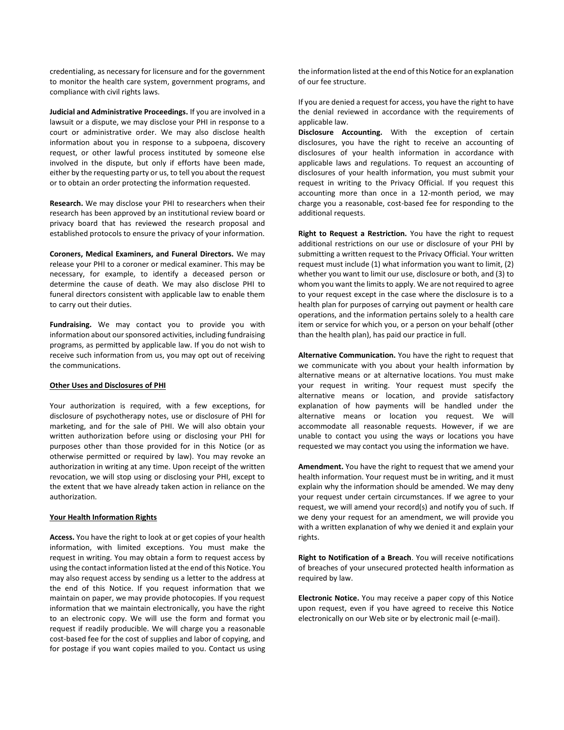credentialing, as necessary for licensure and for the government to monitor the health care system, government programs, and compliance with civil rights laws.

**Judicial and Administrative Proceedings.** If you are involved in a lawsuit or a dispute, we may disclose your PHI in response to a court or administrative order. We may also disclose health information about you in response to a subpoena, discovery request, or other lawful process instituted by someone else involved in the dispute, but only if efforts have been made, either by the requesting party or us, to tell you about the request or to obtain an order protecting the information requested.

**Research.** We may disclose your PHI to researchers when their research has been approved by an institutional review board or privacy board that has reviewed the research proposal and established protocols to ensure the privacy of your information.

**Coroners, Medical Examiners, and Funeral Directors.** We may release your PHI to a coroner or medical examiner. This may be necessary, for example, to identify a deceased person or determine the cause of death. We may also disclose PHI to funeral directors consistent with applicable law to enable them to carry out their duties.

**Fundraising.** We may contact you to provide you with information about our sponsored activities, including fundraising programs, as permitted by applicable law. If you do not wish to receive such information from us, you may opt out of receiving the communications.

**Other Uses and Disclosures of PHI**

Your authorization is required, with a few exceptions, for disclosure of psychotherapy notes, use or disclosure of PHI for marketing, and for the sale of PHI. We will also obtain your written authorization before using or disclosing your PHI for purposes other than those provided for in this Notice (or as otherwise permitted or required by law). You may revoke an authorization in writing at any time. Upon receipt of the written revocation, we will stop using or disclosing your PHI, except to the extent that we have already taken action in reliance on the authorization.

**Your Health Information Rights**

**Access.** You have the right to look at or get copies of your health information, with limited exceptions. You must make the request in writing. You may obtain a form to request access by using the contact information listed at the end of this Notice. You may also request access by sending us a letter to the address at the end of this Notice. If you request information that we maintain on paper, we may provide photocopies. If you request information that we maintain electronically, you have the right to an electronic copy. We will use the form and format you request if readily producible. We will charge you a reasonable cost-based fee for the cost of supplies and labor of copying, and for postage if you want copies mailed to you. Contact us using the information listed at the end of this Notice for an explanation of our fee structure.

If you are denied a request for access, you have the right to have the denial reviewed in accordance with the requirements of applicable law.

**Disclosure Accounting.** With the exception of certain disclosures, you have the right to receive an accounting of disclosures of your health information in accordance with applicable laws and regulations. To request an accounting of disclosures of your health information, you must submit your request in writing to the Privacy Official. If you request this accounting more than once in a 12-month period, we may charge you a reasonable, cost-based fee for responding to the additional requests.

**Right to Request a Restriction.** You have the right to request additional restrictions on our use or disclosure of your PHI by submitting a written request to the Privacy Official. Your written request must include (1) what information you want to limit, (2) whether you want to limit our use, disclosure or both, and (3) to whom you want the limits to apply. We are not required to agree to your request except in the case where the disclosure is to a health plan for purposes of carrying out payment or health care operations, and the information pertains solely to a health care item or service for which you, or a person on your behalf (other than the health plan), has paid our practice in full.

**Alternative Communication.** You have the right to request that we communicate with you about your health information by alternative means or at alternative locations. You must make your request in writing. Your request must specify the alternative means or location, and provide satisfactory explanation of how payments will be handled under the alternative means or location you request. We will accommodate all reasonable requests. However, if we are unable to contact you using the ways or locations you have requested we may contact you using the information we have.

**Amendment.** You have the right to request that we amend your health information. Your request must be in writing, and it must explain why the information should be amended. We may deny your request under certain circumstances. If we agree to your request, we will amend your record(s) and notify you of such. If we deny your request for an amendment, we will provide you with a written explanation of why we denied it and explain your rights.

**Right to Notification of a Breach**. You will receive notifications of breaches of your unsecured protected health information as required by law.

**Electronic Notice.** You may receive a paper copy of this Notice upon request, even if you have agreed to receive this Notice electronically on our Web site or by electronic mail (e-mail).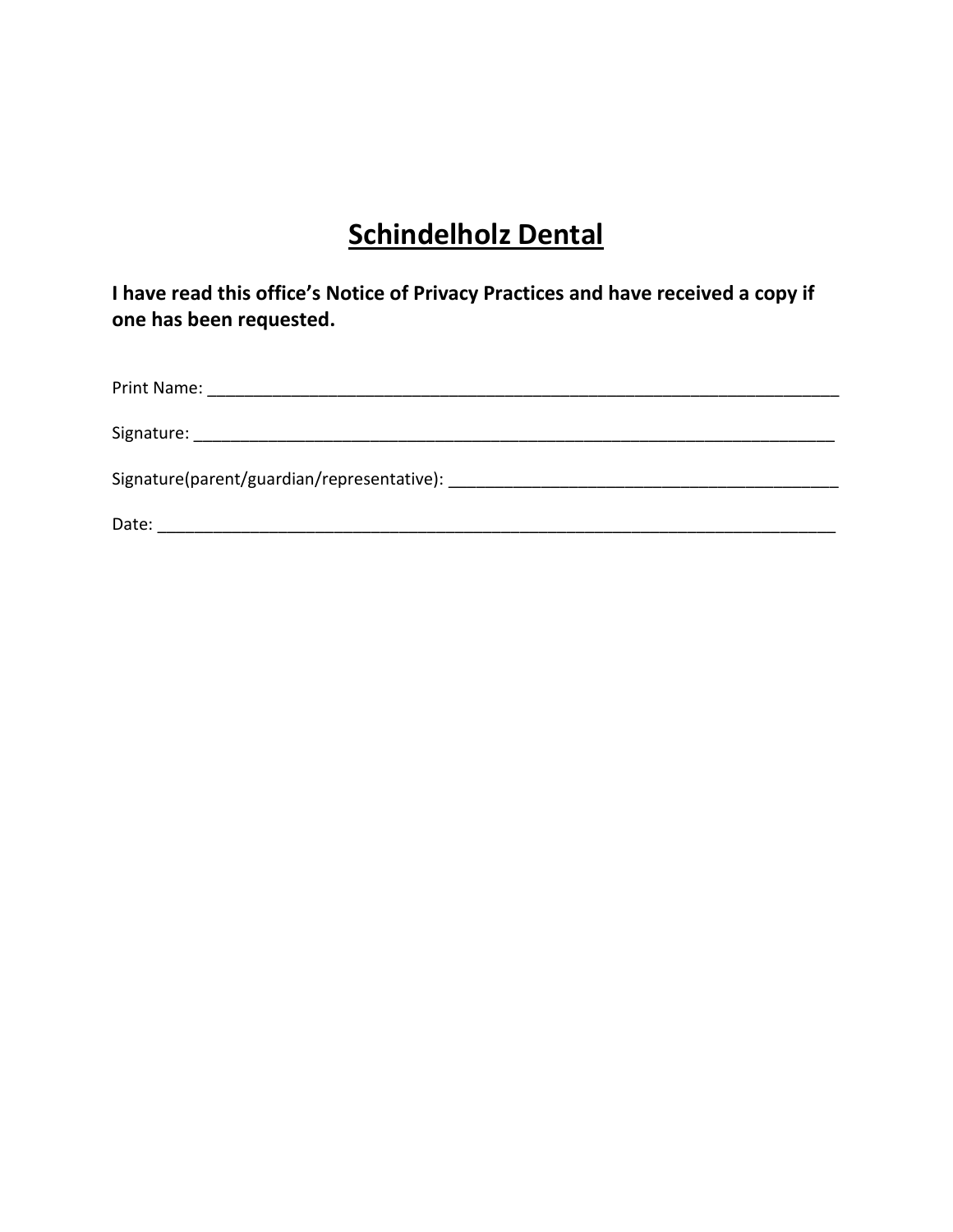# Schindelholz Dental

**I have read this office's Notice of Privacy Practices and have received a copy if one has been requested.**

Print Name: ______________________________________________________________________

Signature: _______________________________________________________________________

Signature(parent/guardian/representative): ________________________________________

Date: ___________________________________________________________________________